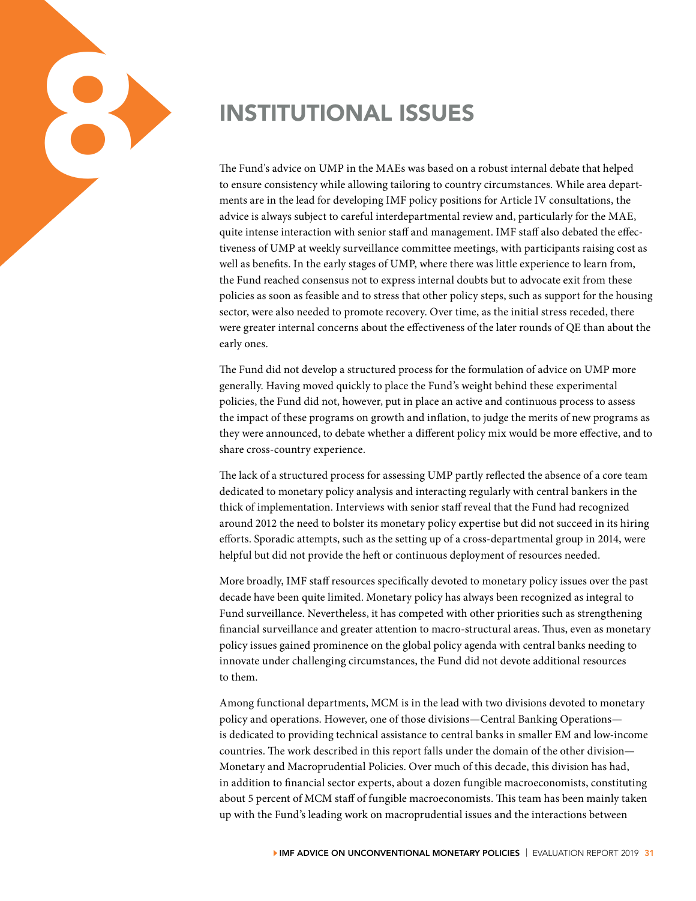# 8 INSTITUTIONAL ISSUES

The Fund's advice on UMP in the MAEs was based on a robust internal debate that helped to ensure consistency while allowing tailoring to country circumstances. While area departments are in the lead for developing IMF policy positions for Article IV consultations, the advice is always subject to careful interdepartmental review and, particularly for the MAE, quite intense interaction with senior staff and management. IMF staff also debated the effectiveness of UMP at weekly surveillance committee meetings, with participants raising cost as well as benefits. In the early stages of UMP, where there was little experience to learn from, the Fund reached consensus not to express internal doubts but to advocate exit from these policies as soon as feasible and to stress that other policy steps, such as support for the housing sector, were also needed to promote recovery. Over time, as the initial stress receded, there were greater internal concerns about the effectiveness of the later rounds of QE than about the early ones.

The Fund did not develop a structured process for the formulation of advice on UMP more generally. Having moved quickly to place the Fund's weight behind these experimental policies, the Fund did not, however, put in place an active and continuous process to assess the impact of these programs on growth and inflation, to judge the merits of new programs as they were announced, to debate whether a different policy mix would be more effective, and to share cross-country experience.

The lack of a structured process for assessing UMP partly reflected the absence of a core team dedicated to monetary policy analysis and interacting regularly with central bankers in the thick of implementation. Interviews with senior staff reveal that the Fund had recognized around 2012 the need to bolster its monetary policy expertise but did not succeed in its hiring efforts. Sporadic attempts, such as the setting up of a cross-departmental group in 2014, were helpful but did not provide the heft or continuous deployment of resources needed.

More broadly, IMF staff resources specifically devoted to monetary policy issues over the past decade have been quite limited. Monetary policy has always been recognized as integral to Fund surveillance. Nevertheless, it has competed with other priorities such as strengthening financial surveillance and greater attention to macro-structural areas. Thus, even as monetary policy issues gained prominence on the global policy agenda with central banks needing to innovate under challenging circumstances, the Fund did not devote additional resources to them.

Among functional departments, MCM is in the lead with two divisions devoted to monetary policy and operations. However, one of those divisions—Central Banking Operations—is dedicated to providing technical assistance to central banks in smaller EM and low-income countries. The work described in this report falls under the domain of the other division—Monetary and Macroprudential Policies. Over much of this decade, this division has had, in addition to financial sector experts, about a dozen fungible macroeconomists, constituting about 5 percent of MCM staff of fungible macroeconomists. This team has been mainly taken up with the Fund's leading work on macroprudential issues and the interactions between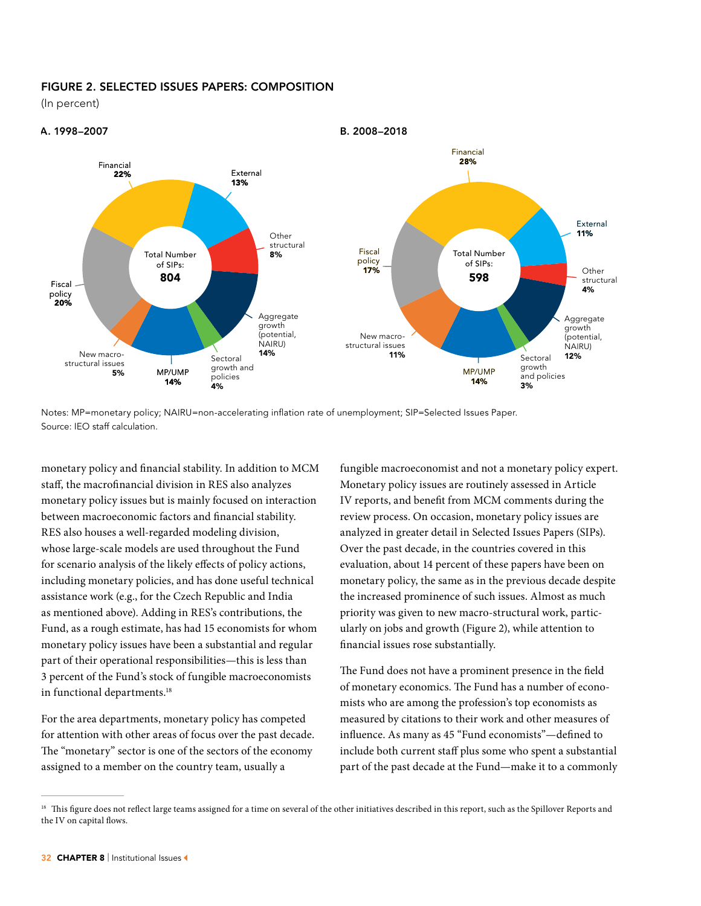## FIGURE 2. SELECTED ISSUES PAPERS: COMPOSITION

(In percent)

**A. 1998–2007**

Total Number of SIPs: **804**

| Category | Percent |
| --- | --- |
| Financial | 22% |
| External | 13% |
| Other structural | 8% |
| Aggregate growth (potential, NAIRU) | 14% |
| Sectoral growth and policies | 4% |
| MP/UMP | 14% |
| New macro-structural issues | 5% |
| Fiscal policy | 20% |

**B. 2008–2018**

Total Number of SIPs: **598**

| Category | Percent |
| --- | --- |
| Financial | 28% |
| External | 11% |
| Other structural | 4% |
| Aggregate growth (potential, NAIRU) | 12% |
| Sectoral growth and policies | 3% |
| MP/UMP | 14% |
| New macro-structural issues | 11% |
| Fiscal policy | 17% |

Notes: MP=monetary policy; NAIRU=non-accelerating inflation rate of unemployment; SIP=Selected Issues Paper.
Source: IEO staff calculation.

monetary policy and financial stability. In addition to MCM staff, the macrofinancial division in RES also analyzes monetary policy issues but is mainly focused on interaction between macroeconomic factors and financial stability. RES also houses a well-regarded modeling division, whose large-scale models are used throughout the Fund for scenario analysis of the likely effects of policy actions, including monetary policies, and has done useful technical assistance work (e.g., for the Czech Republic and India as mentioned above). Adding in RES's contributions, the Fund, as a rough estimate, has had 15 economists for whom monetary policy issues have been a substantial and regular part of their operational responsibilities—this is less than 3 percent of the Fund's stock of fungible macroeconomists in functional departments.[18]

For the area departments, monetary policy has competed for attention with other areas of focus over the past decade. The "monetary" sector is one of the sectors of the economy assigned to a member on the country team, usually a fungible macroeconomist and not a monetary policy expert. Monetary policy issues are routinely assessed in Article IV reports, and benefit from MCM comments during the review process. On occasion, monetary policy issues are analyzed in greater detail in Selected Issues Papers (SIPs). Over the past decade, in the countries covered in this evaluation, about 14 percent of these papers have been on monetary policy, the same as in the previous decade despite the increased prominence of such issues. Almost as much priority was given to new macro-structural work, particularly on jobs and growth (Figure 2), while attention to financial issues rose substantially.

The Fund does not have a prominent presence in the field of monetary economics. The Fund has a number of economists who are among the profession's top economists as measured by citations to their work and other measures of influence. As many as 45 "Fund economists"—defined to include both current staff plus some who spent a substantial part of the past decade at the Fund—make it to a commonly

[18] This figure does not reflect large teams assigned for a time on several of the other initiatives described in this report, such as the Spillover Reports and the IV on capital flows.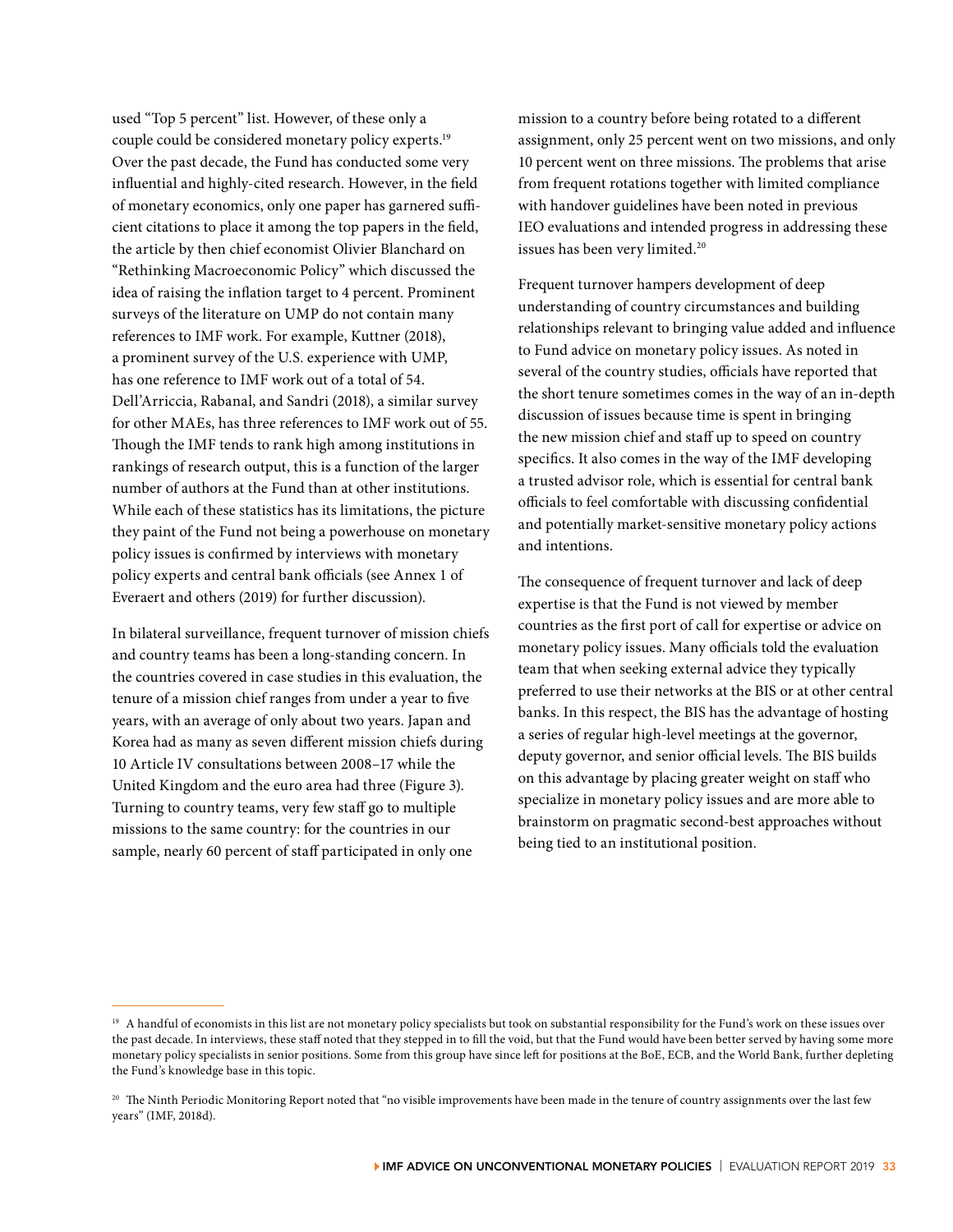used "Top 5 percent" list. However, of these only a couple could be considered monetary policy experts.[19] Over the past decade, the Fund has conducted some very influential and highly-cited research. However, in the field of monetary economics, only one paper has garnered sufficient citations to place it among the top papers in the field, the article by then chief economist Olivier Blanchard on "Rethinking Macroeconomic Policy" which discussed the idea of raising the inflation target to 4 percent. Prominent surveys of the literature on UMP do not contain many references to IMF work. For example, Kuttner (2018), a prominent survey of the U.S. experience with UMP, has one reference to IMF work out of a total of 54. Dell'Arriccia, Rabanal, and Sandri (2018), a similar survey for other MAEs, has three references to IMF work out of 55. Though the IMF tends to rank high among institutions in rankings of research output, this is a function of the larger number of authors at the Fund than at other institutions. While each of these statistics has its limitations, the picture they paint of the Fund not being a powerhouse on monetary policy issues is confirmed by interviews with monetary policy experts and central bank officials (see Annex 1 of Everaert and others (2019) for further discussion).

In bilateral surveillance, frequent turnover of mission chiefs and country teams has been a long-standing concern. In the countries covered in case studies in this evaluation, the tenure of a mission chief ranges from under a year to five years, with an average of only about two years. Japan and Korea had as many as seven different mission chiefs during 10 Article IV consultations between 2008–17 while the United Kingdom and the euro area had three (Figure 3). Turning to country teams, very few staff go to multiple missions to the same country: for the countries in our sample, nearly 60 percent of staff participated in only one mission to a country before being rotated to a different assignment, only 25 percent went on two missions, and only 10 percent went on three missions. The problems that arise from frequent rotations together with limited compliance with handover guidelines have been noted in previous IEO evaluations and intended progress in addressing these issues has been very limited.[20]

Frequent turnover hampers development of deep understanding of country circumstances and building relationships relevant to bringing value added and influence to Fund advice on monetary policy issues. As noted in several of the country studies, officials have reported that the short tenure sometimes comes in the way of an in-depth discussion of issues because time is spent in bringing the new mission chief and staff up to speed on country specifics. It also comes in the way of the IMF developing a trusted advisor role, which is essential for central bank officials to feel comfortable with discussing confidential and potentially market-sensitive monetary policy actions and intentions.

The consequence of frequent turnover and lack of deep expertise is that the Fund is not viewed by member countries as the first port of call for expertise or advice on monetary policy issues. Many officials told the evaluation team that when seeking external advice they typically preferred to use their networks at the BIS or at other central banks. In this respect, the BIS has the advantage of hosting a series of regular high-level meetings at the governor, deputy governor, and senior official levels. The BIS builds on this advantage by placing greater weight on staff who specialize in monetary policy issues and are more able to brainstorm on pragmatic second-best approaches without being tied to an institutional position.

---

[19] A handful of economists in this list are not monetary policy specialists but took on substantial responsibility for the Fund's work on these issues over the past decade. In interviews, these staff noted that they stepped in to fill the void, but that the Fund would have been better served by having some more monetary policy specialists in senior positions. Some from this group have since left for positions at the BoE, ECB, and the World Bank, further depleting the Fund's knowledge base in this topic.

[20] The Ninth Periodic Monitoring Report noted that "no visible improvements have been made in the tenure of country assignments over the last few years" (IMF, 2018d).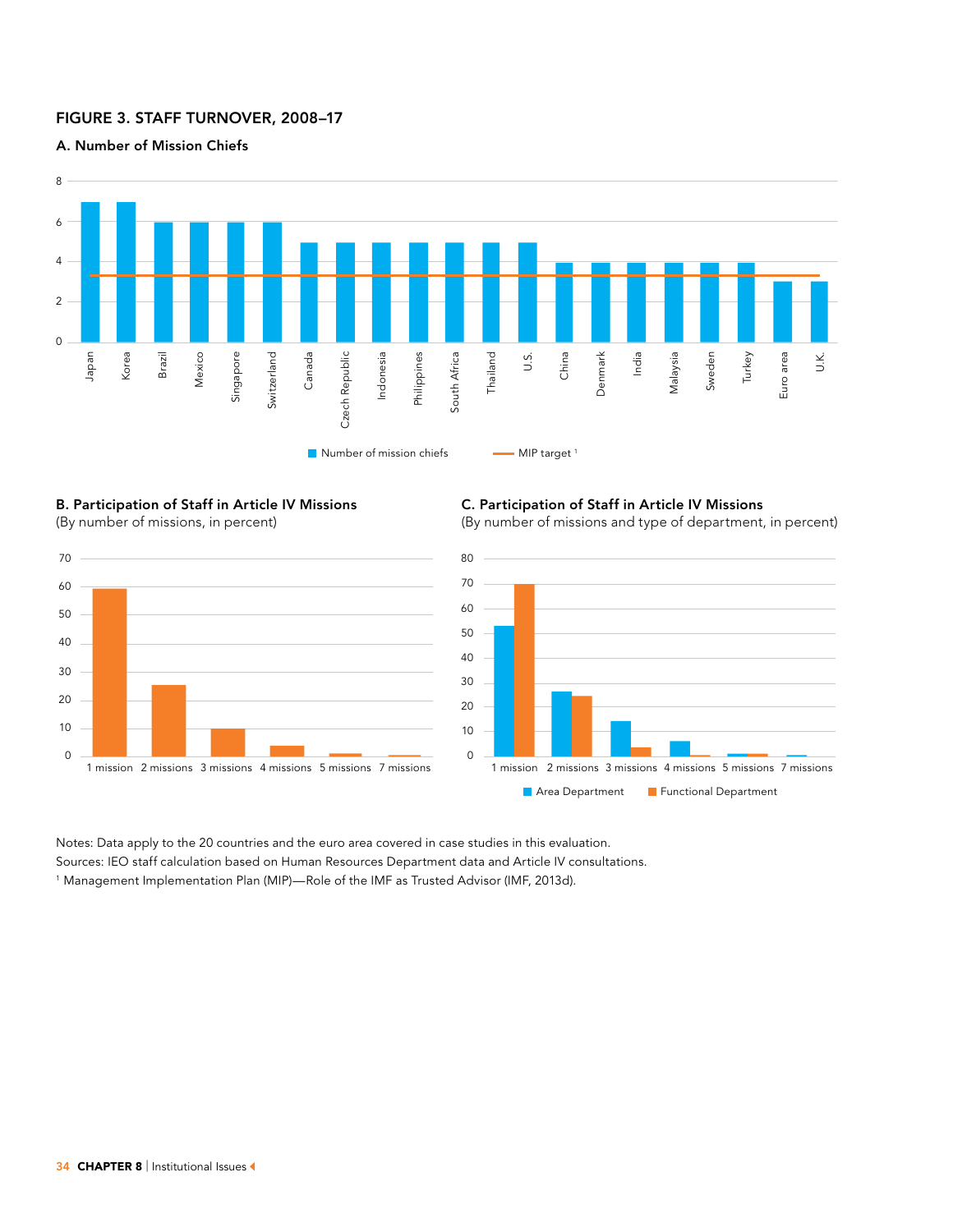## FIGURE 3. STAFF TURNOVER, 2008–17

### A. Number of Mission Chiefs

8
6
4
2
0

Japan
Korea
Brazil
Mexico
Singapore
Switzerland
Canada
Czech Republic
Indonesia
Philippines
South Africa
Thailand
U.S.
China
Denmark
India
Malaysia
Sweden
Turkey
Euro area
U.K.

Number of mission chiefs
MIP target [1]

### B. Participation of Staff in Article IV Missions

(By number of missions, in percent)

70
60
50
40
30
20
10
0

1 mission
2 missions
3 missions
4 missions
5 missions
7 missions

### C. Participation of Staff in Article IV Missions

(By number of missions and type of department, in percent)

80
70
60
50
40
30
20
10
0

1 mission
2 missions
3 missions
4 missions
5 missions
7 missions

Area Department
Functional Department

Notes: Data apply to the 20 countries and the euro area covered in case studies in this evaluation.

Sources: IEO staff calculation based on Human Resources Department data and Article IV consultations.

[1] Management Implementation Plan (MIP)—Role of the IMF as Trusted Advisor (IMF, 2013d).